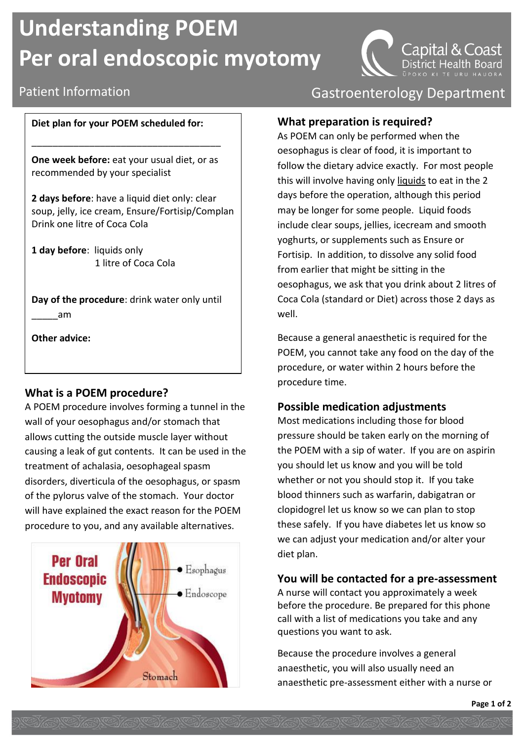# Understanding POEM
# Per oral endoscopic myotomy

Patient Information

Capital & Coast District Health Board
ŪPOKO KI TE URU HAUORA

Gastroenterology Department

**Diet plan for your POEM scheduled for:**

_____________________________________

**One week before:** eat your usual diet, or as recommended by your specialist

**2 days before**: have a liquid diet only: clear soup, jelly, ice cream, Ensure/Fortisip/Complan
Drink one litre of Coca Cola

**1 day before**: liquids only
1 litre of Coca Cola

**Day of the procedure**: drink water only until _____am

**Other advice:**

## What is a POEM procedure?

A POEM procedure involves forming a tunnel in the wall of your oesophagus and/or stomach that allows cutting the outside muscle layer without causing a leak of gut contents. It can be used in the treatment of achalasia, oesophageal spasm disorders, diverticula of the oesophagus, or spasm of the pylorus valve of the stomach. Your doctor will have explained the exact reason for the POEM procedure to you, and any available alternatives.

## What preparation is required?

As POEM can only be performed when the oesophagus is clear of food, it is important to follow the dietary advice exactly. For most people this will involve having only liquids to eat in the 2 days before the operation, although this period may be longer for some people. Liquid foods include clear soups, jellies, icecream and smooth yoghurts, or supplements such as Ensure or Fortisip. In addition, to dissolve any solid food from earlier that might be sitting in the oesophagus, we ask that you drink about 2 litres of Coca Cola (standard or Diet) across those 2 days as well.

Because a general anaesthetic is required for the POEM, you cannot take any food on the day of the procedure, or water within 2 hours before the procedure time.

## Possible medication adjustments

Most medications including those for blood pressure should be taken early on the morning of the POEM with a sip of water. If you are on aspirin you should let us know and you will be told whether or not you should stop it. If you take blood thinners such as warfarin, dabigatran or clopidogrel let us know so we can plan to stop these safely. If you have diabetes let us know so we can adjust your medication and/or alter your diet plan.

## You will be contacted for a pre-assessment

A nurse will contact you approximately a week before the procedure. Be prepared for this phone call with a list of medications you take and any questions you want to ask.

Because the procedure involves a general anaesthetic, you will also usually need an anaesthetic pre-assessment either with a nurse or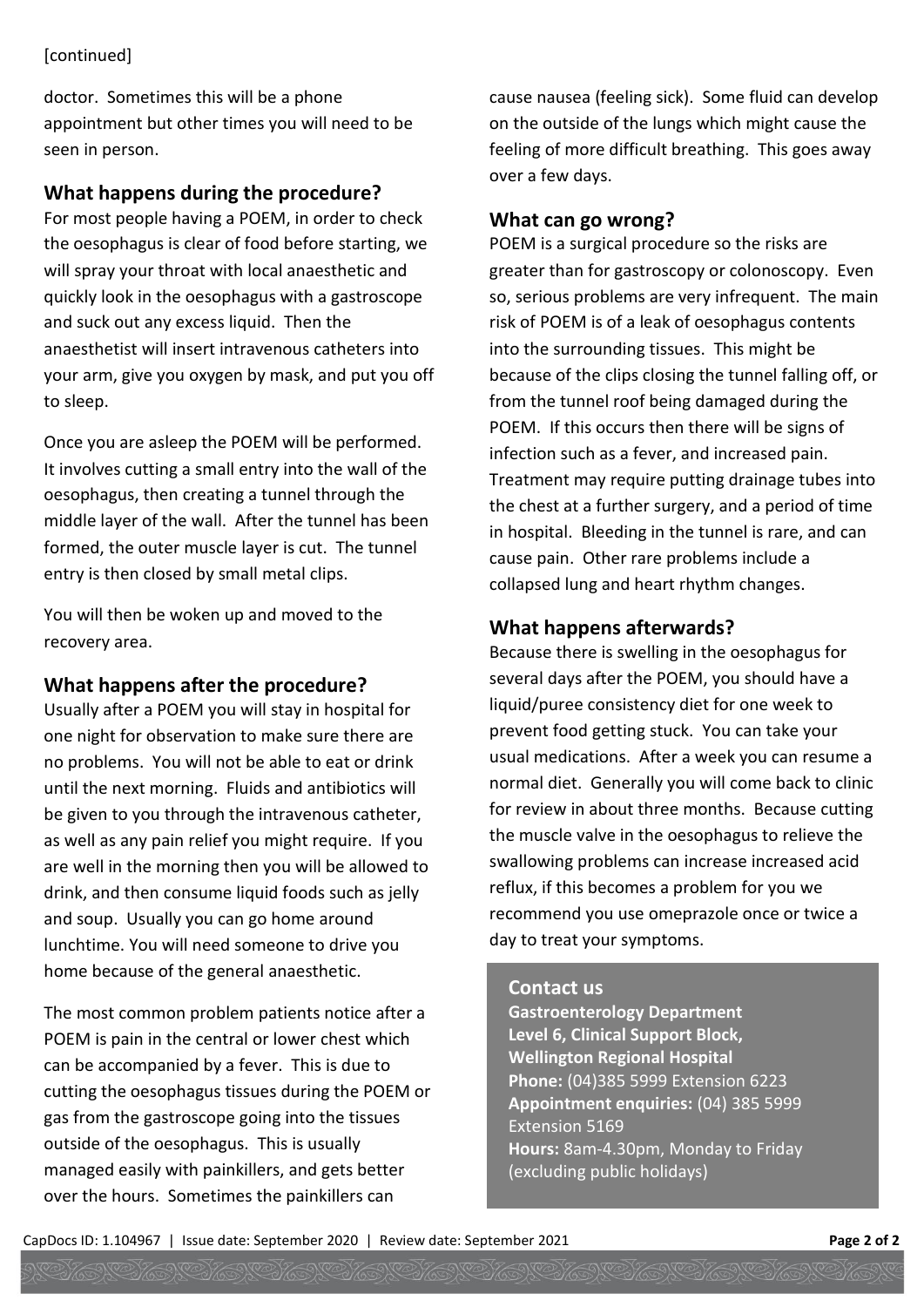[continued]

doctor. Sometimes this will be a phone appointment but other times you will need to be seen in person.

## What happens during the procedure?

For most people having a POEM, in order to check the oesophagus is clear of food before starting, we will spray your throat with local anaesthetic and quickly look in the oesophagus with a gastroscope and suck out any excess liquid. Then the anaesthetist will insert intravenous catheters into your arm, give you oxygen by mask, and put you off to sleep.

Once you are asleep the POEM will be performed. It involves cutting a small entry into the wall of the oesophagus, then creating a tunnel through the middle layer of the wall. After the tunnel has been formed, the outer muscle layer is cut. The tunnel entry is then closed by small metal clips.

You will then be woken up and moved to the recovery area.

## What happens after the procedure?

Usually after a POEM you will stay in hospital for one night for observation to make sure there are no problems. You will not be able to eat or drink until the next morning. Fluids and antibiotics will be given to you through the intravenous catheter, as well as any pain relief you might require. If you are well in the morning then you will be allowed to drink, and then consume liquid foods such as jelly and soup. Usually you can go home around lunchtime. You will need someone to drive you home because of the general anaesthetic.

The most common problem patients notice after a POEM is pain in the central or lower chest which can be accompanied by a fever. This is due to cutting the oesophagus tissues during the POEM or gas from the gastroscope going into the tissues outside of the oesophagus. This is usually managed easily with painkillers, and gets better over the hours. Sometimes the painkillers can cause nausea (feeling sick). Some fluid can develop on the outside of the lungs which might cause the feeling of more difficult breathing. This goes away over a few days.

## What can go wrong?

POEM is a surgical procedure so the risks are greater than for gastroscopy or colonoscopy. Even so, serious problems are very infrequent. The main risk of POEM is of a leak of oesophagus contents into the surrounding tissues. This might be because of the clips closing the tunnel falling off, or from the tunnel roof being damaged during the POEM. If this occurs then there will be signs of infection such as a fever, and increased pain. Treatment may require putting drainage tubes into the chest at a further surgery, and a period of time in hospital. Bleeding in the tunnel is rare, and can cause pain. Other rare problems include a collapsed lung and heart rhythm changes.

## What happens afterwards?

Because there is swelling in the oesophagus for several days after the POEM, you should have a liquid/puree consistency diet for one week to prevent food getting stuck. You can take your usual medications. After a week you can resume a normal diet. Generally you will come back to clinic for review in about three months. Because cutting the muscle valve in the oesophagus to relieve the swallowing problems can increase increased acid reflux, if this becomes a problem for you we recommend you use omeprazole once or twice a day to treat your symptoms.

## Contact us

**Gastroenterology Department**
**Level 6, Clinical Support Block,**
**Wellington Regional Hospital**
**Phone:** (04)385 5999 Extension 6223
**Appointment enquiries:** (04) 385 5999 Extension 5169
**Hours:** 8am-4.30pm, Monday to Friday (excluding public holidays)

CapDocs ID: 1.104967 | Issue date: September 2020 | Review date: September 2021